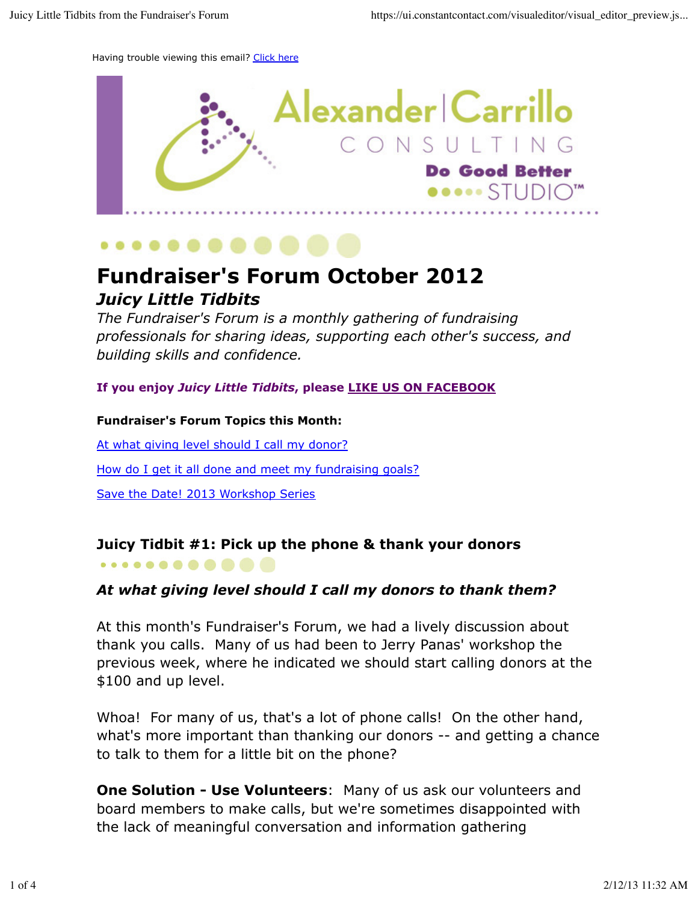Having trouble viewing this email? Click here

Alexander|Carrillo CONSULTING

Do Good Better STUDIO™

# Fundraiser's Forum October 2012

## *Juicy Little Tidbits*

*The Fundraiser's Forum is a monthly gathering of fundraising professionals for sharing ideas, supporting each other's success, and building skills and confidence.*

**If you enjoy *Juicy Little Tidbits*, please LIKE US ON FACEBOOK**

**Fundraiser's Forum Topics this Month:**

At what giving level should I call my donor?

How do I get it all done and meet my fundraising goals?

Save the Date! 2013 Workshop Series

### Juicy Tidbit #1: Pick up the phone & thank your donors

***At what giving level should I call my donors to thank them?***

At this month's Fundraiser's Forum, we had a lively discussion about thank you calls. Many of us had been to Jerry Panas' workshop the previous week, where he indicated we should start calling donors at the $100 and up level.

Whoa! For many of us, that's a lot of phone calls! On the other hand, what's more important than thanking our donors -- and getting a chance to talk to them for a little bit on the phone?

**One Solution - Use Volunteers**: Many of us ask our volunteers and board members to make calls, but we're sometimes disappointed with the lack of meaningful conversation and information gathering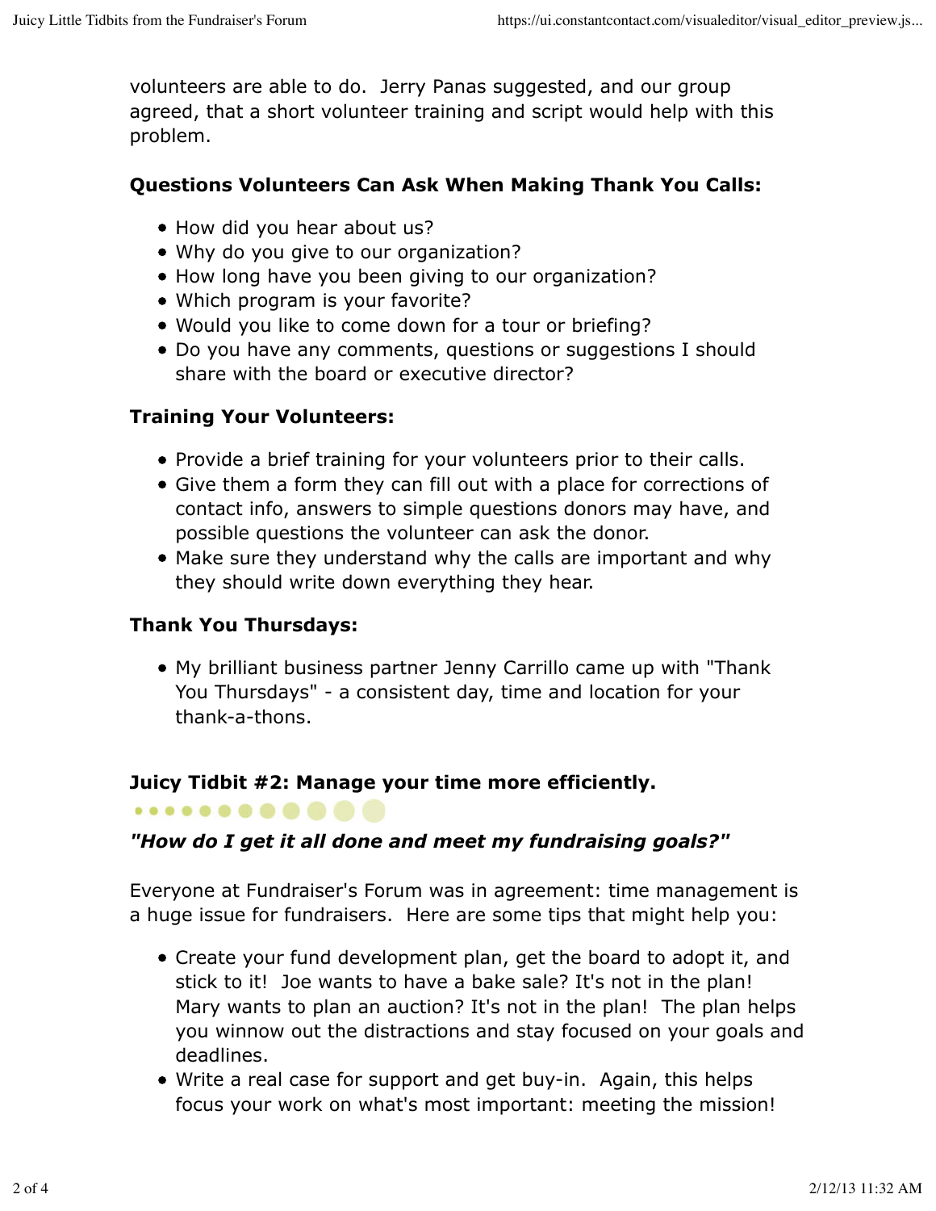volunteers are able to do. Jerry Panas suggested, and our group agreed, that a short volunteer training and script would help with this problem.

**Questions Volunteers Can Ask When Making Thank You Calls:**

- How did you hear about us?
- Why do you give to our organization?
- How long have you been giving to our organization?
- Which program is your favorite?
- Would you like to come down for a tour or briefing?
- Do you have any comments, questions or suggestions I should share with the board or executive director?

**Training Your Volunteers:**

- Provide a brief training for your volunteers prior to their calls.
- Give them a form they can fill out with a place for corrections of contact info, answers to simple questions donors may have, and possible questions the volunteer can ask the donor.
- Make sure they understand why the calls are important and why they should write down everything they hear.

**Thank You Thursdays:**

- My brilliant business partner Jenny Carrillo came up with "Thank You Thursdays" - a consistent day, time and location for your thank-a-thons.

## Juicy Tidbit #2: Manage your time more efficiently.

***"How do I get it all done and meet my fundraising goals?"***

Everyone at Fundraiser's Forum was in agreement: time management is a huge issue for fundraisers. Here are some tips that might help you:

- Create your fund development plan, get the board to adopt it, and stick to it! Joe wants to have a bake sale? It's not in the plan! Mary wants to plan an auction? It's not in the plan! The plan helps you winnow out the distractions and stay focused on your goals and deadlines.
- Write a real case for support and get buy-in. Again, this helps focus your work on what's most important: meeting the mission!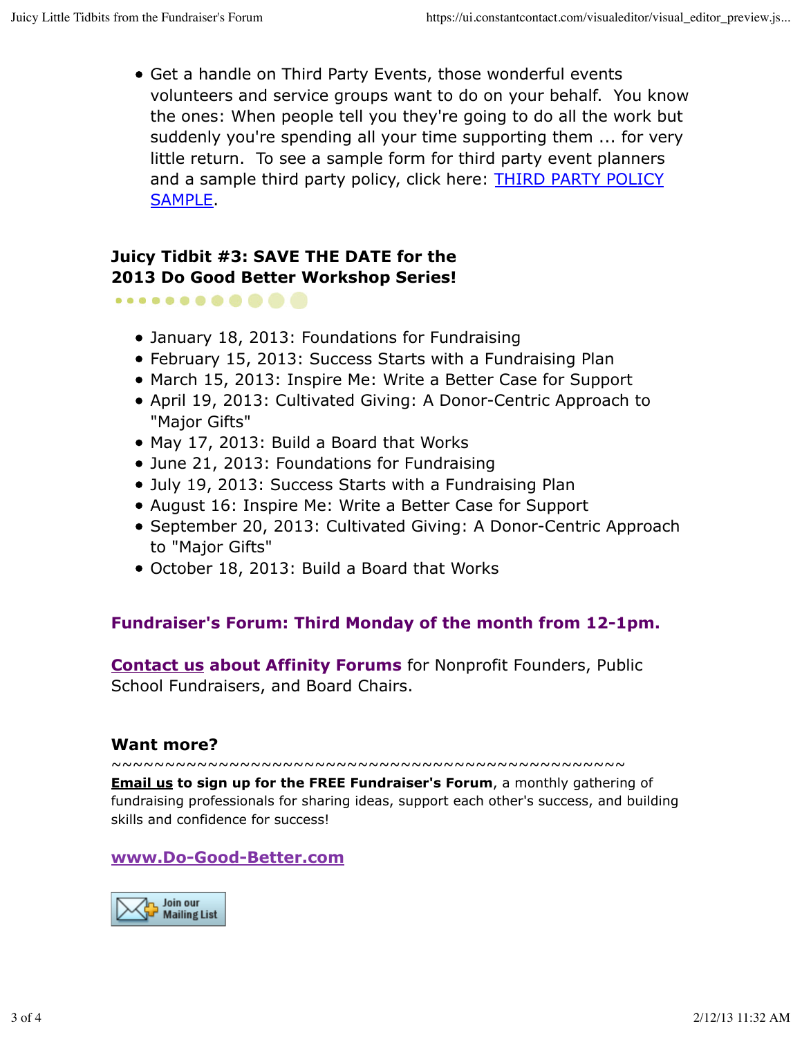- Get a handle on Third Party Events, those wonderful events volunteers and service groups want to do on your behalf. You know the ones: When people tell you they're going to do all the work but suddenly you're spending all your time supporting them ... for very little return. To see a sample form for third party event planners and a sample third party policy, click here: THIRD PARTY POLICY SAMPLE.

### Juicy Tidbit #3: SAVE THE DATE for the 2013 Do Good Better Workshop Series!

- January 18, 2013: Foundations for Fundraising
- February 15, 2013: Success Starts with a Fundraising Plan
- March 15, 2013: Inspire Me: Write a Better Case for Support
- April 19, 2013: Cultivated Giving: A Donor-Centric Approach to "Major Gifts"
- May 17, 2013: Build a Board that Works
- June 21, 2013: Foundations for Fundraising
- July 19, 2013: Success Starts with a Fundraising Plan
- August 16: Inspire Me: Write a Better Case for Support
- September 20, 2013: Cultivated Giving: A Donor-Centric Approach to "Major Gifts"
- October 18, 2013: Build a Board that Works

**Fundraiser's Forum: Third Monday of the month from 12-1pm.**

**Contact us about Affinity Forums** for Nonprofit Founders, Public School Fundraisers, and Board Chairs.

### Want more?

~~~~~~~~~~~~~~~~~~~~~~~~~~~~~~~~~~~~~~~~~~~~~~~~~~

**Email us to sign up for the FREE Fundraiser's Forum**, a monthly gathering of fundraising professionals for sharing ideas, support each other's success, and building skills and confidence for success!

**www.Do-Good-Better.com**

Join our Mailing List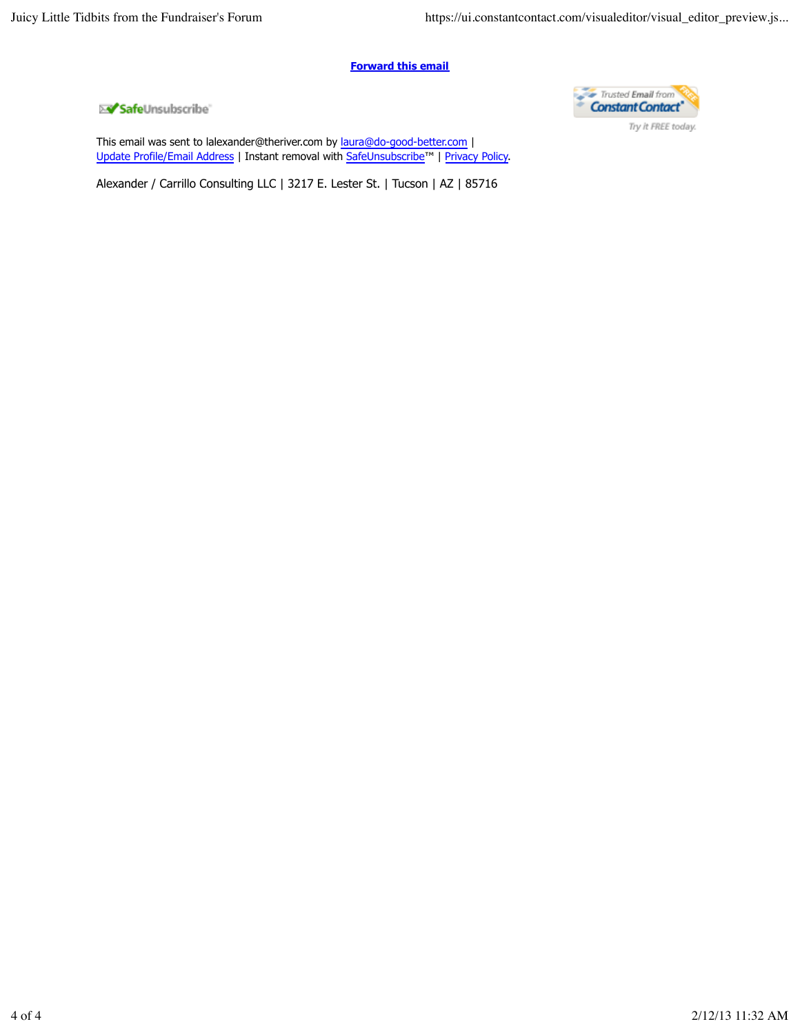**Forward this email**

SafeUnsubscribe

Trusted Email from Constant Contact
Try it FREE today.

This email was sent to lalexander@theriver.com by laura@do-good-better.com | Update Profile/Email Address | Instant removal with SafeUnsubscribe™ | Privacy Policy.

Alexander / Carrillo Consulting LLC | 3217 E. Lester St. | Tucson | AZ | 85716